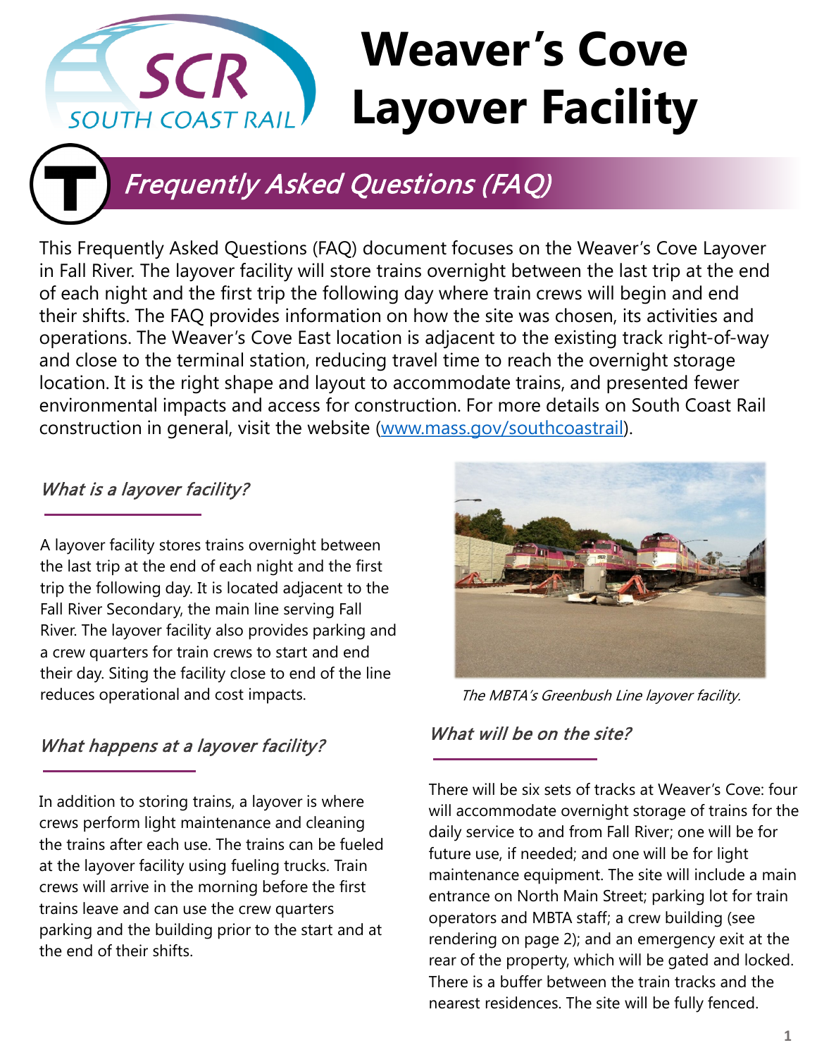# Weaver's Cove Layover Facility

## Frequently Asked Questions (FAQ)

This Frequently Asked Questions (FAQ) document focuses on the Weaver's Cove Layover in Fall River. The layover facility will store trains overnight between the last trip at the end of each night and the first trip the following day where train crews will begin and end their shifts. The FAQ provides information on how the site was chosen, its activities and operations. The Weaver's Cove East location is adjacent to the existing track right-of-way and close to the terminal station, reducing travel time to reach the overnight storage location. It is the right shape and layout to accommodate trains, and presented fewer environmental impacts and access for construction. For more details on South Coast Rail construction in general, visit the website (www.mass.gov/southcoastrail).

### *What is a layover facility?*

A layover facility stores trains overnight between the last trip at the end of each night and the first trip the following day. It is located adjacent to the Fall River Secondary, the main line serving Fall River. The layover facility also provides parking and a crew quarters for train crews to start and end their day. Siting the facility close to end of the line reduces operational and cost impacts.

### *What happens at a layover facility?*

In addition to storing trains, a layover is where crews perform light maintenance and cleaning the trains after each use. The trains can be fueled at the layover facility using fueling trucks. Train crews will arrive in the morning before the first trains leave and can use the crew quarters parking and the building prior to the start and at the end of their shifts.

*The MBTA's Greenbush Line layover facility.*

### *What will be on the site?*

There will be six sets of tracks at Weaver's Cove: four will accommodate overnight storage of trains for the daily service to and from Fall River; one will be for future use, if needed; and one will be for light maintenance equipment. The site will include a main entrance on North Main Street; parking lot for train operators and MBTA staff; a crew building (see rendering on page 2); and an emergency exit at the rear of the property, which will be gated and locked. There is a buffer between the train tracks and the nearest residences. The site will be fully fenced.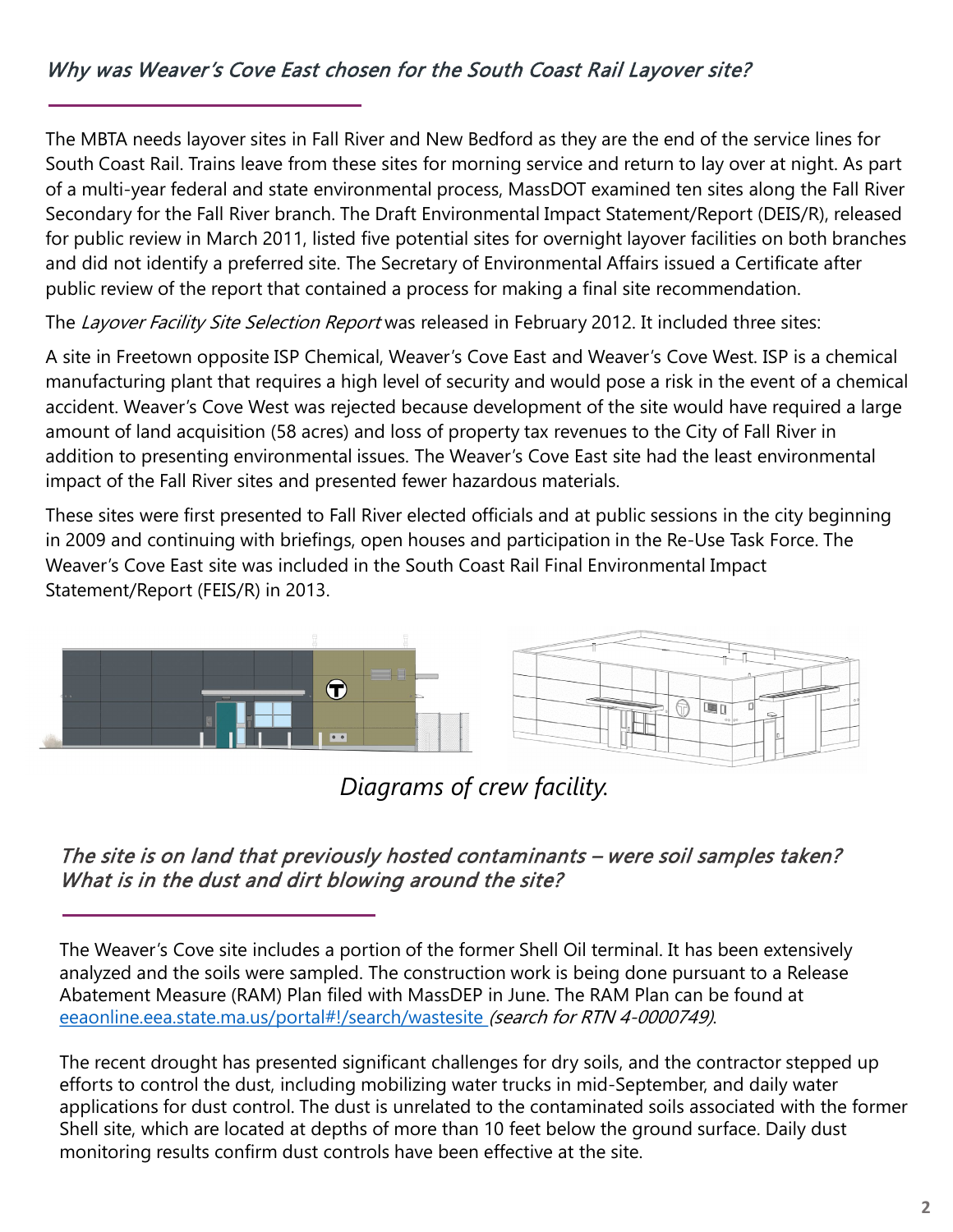## *Why was Weaver's Cove East chosen for the South Coast Rail Layover site?*

The MBTA needs layover sites in Fall River and New Bedford as they are the end of the service lines for South Coast Rail. Trains leave from these sites for morning service and return to lay over at night. As part of a multi-year federal and state environmental process, MassDOT examined ten sites along the Fall River Secondary for the Fall River branch. The Draft Environmental Impact Statement/Report (DEIS/R), released for public review in March 2011, listed five potential sites for overnight layover facilities on both branches and did not identify a preferred site. The Secretary of Environmental Affairs issued a Certificate after public review of the report that contained a process for making a final site recommendation.

The *Layover Facility Site Selection Report* was released in February 2012. It included three sites:

A site in Freetown opposite ISP Chemical, Weaver's Cove East and Weaver's Cove West. ISP is a chemical manufacturing plant that requires a high level of security and would pose a risk in the event of a chemical accident. Weaver's Cove West was rejected because development of the site would have required a large amount of land acquisition (58 acres) and loss of property tax revenues to the City of Fall River in addition to presenting environmental issues. The Weaver's Cove East site had the least environmental impact of the Fall River sites and presented fewer hazardous materials.

These sites were first presented to Fall River elected officials and at public sessions in the city beginning in 2009 and continuing with briefings, open houses and participation in the Re-Use Task Force. The Weaver's Cove East site was included in the South Coast Rail Final Environmental Impact Statement/Report (FEIS/R) in 2013.

*Diagrams of crew facility.*

## *The site is on land that previously hosted contaminants – were soil samples taken? What is in the dust and dirt blowing around the site?*

The Weaver's Cove site includes a portion of the former Shell Oil terminal. It has been extensively analyzed and the soils were sampled. The construction work is being done pursuant to a Release Abatement Measure (RAM) Plan filed with MassDEP in June. The RAM Plan can be found at [eeaonline.eea.state.ma.us/portal#!/search/wastesite](eeaonline.eea.state.ma.us/portal#!/search/wastesite) *(search for RTN 4-0000749)*.

The recent drought has presented significant challenges for dry soils, and the contractor stepped up efforts to control the dust, including mobilizing water trucks in mid-September, and daily water applications for dust control. The dust is unrelated to the contaminated soils associated with the former Shell site, which are located at depths of more than 10 feet below the ground surface. Daily dust monitoring results confirm dust controls have been effective at the site.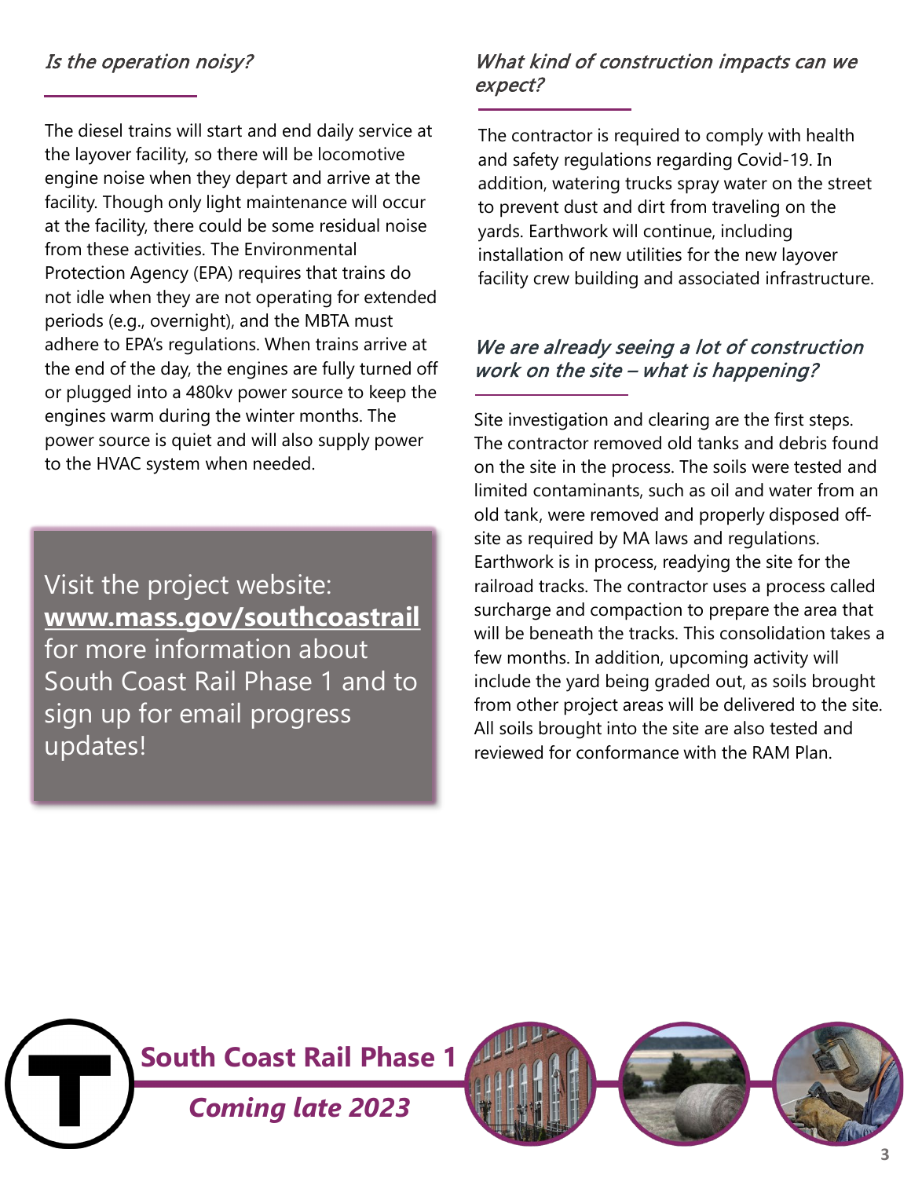### *Is the operation noisy?*

The diesel trains will start and end daily service at the layover facility, so there will be locomotive engine noise when they depart and arrive at the facility. Though only light maintenance will occur at the facility, there could be some residual noise from these activities. The Environmental Protection Agency (EPA) requires that trains do not idle when they are not operating for extended periods (e.g., overnight), and the MBTA must adhere to EPA's regulations. When trains arrive at the end of the day, the engines are fully turned off or plugged into a 480kv power source to keep the engines warm during the winter months. The power source is quiet and will also supply power to the HVAC system when needed.

Visit the project website: **[www.mass.gov/southcoastrail](http://www.mass.gov/southcoastrail)** for more information about South Coast Rail Phase 1 and to sign up for email progress updates!

### *What kind of construction impacts can we expect?*

The contractor is required to comply with health and safety regulations regarding Covid-19. In addition, watering trucks spray water on the street to prevent dust and dirt from traveling on the yards. Earthwork will continue, including installation of new utilities for the new layover facility crew building and associated infrastructure.

### *We are already seeing a lot of construction work on the site – what is happening?*

Site investigation and clearing are the first steps. The contractor removed old tanks and debris found on the site in the process. The soils were tested and limited contaminants, such as oil and water from an old tank, were removed and properly disposed off-site as required by MA laws and regulations. Earthwork is in process, readying the site for the railroad tracks. The contractor uses a process called surcharge and compaction to prepare the area that will be beneath the tracks. This consolidation takes a few months. In addition, upcoming activity will include the yard being graded out, as soils brought from other project areas will be delivered to the site. All soils brought into the site are also tested and reviewed for conformance with the RAM Plan.

**South Coast Rail Phase 1**

***Coming late 2023***